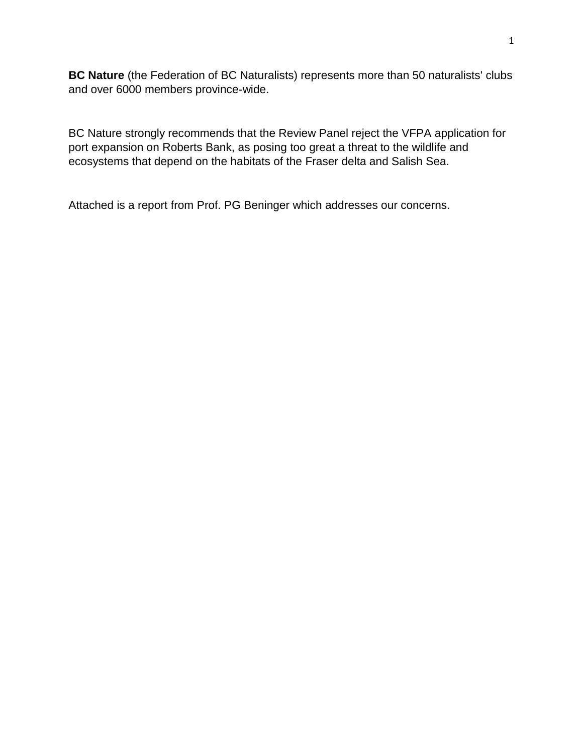**BC Nature** (the Federation of BC Naturalists) represents more than 50 naturalists' clubs and over 6000 members province-wide.

BC Nature strongly recommends that the Review Panel reject the VFPA application for port expansion on Roberts Bank, as posing too great a threat to the wildlife and ecosystems that depend on the habitats of the Fraser delta and Salish Sea.

Attached is a report from Prof. PG Beninger which addresses our concerns.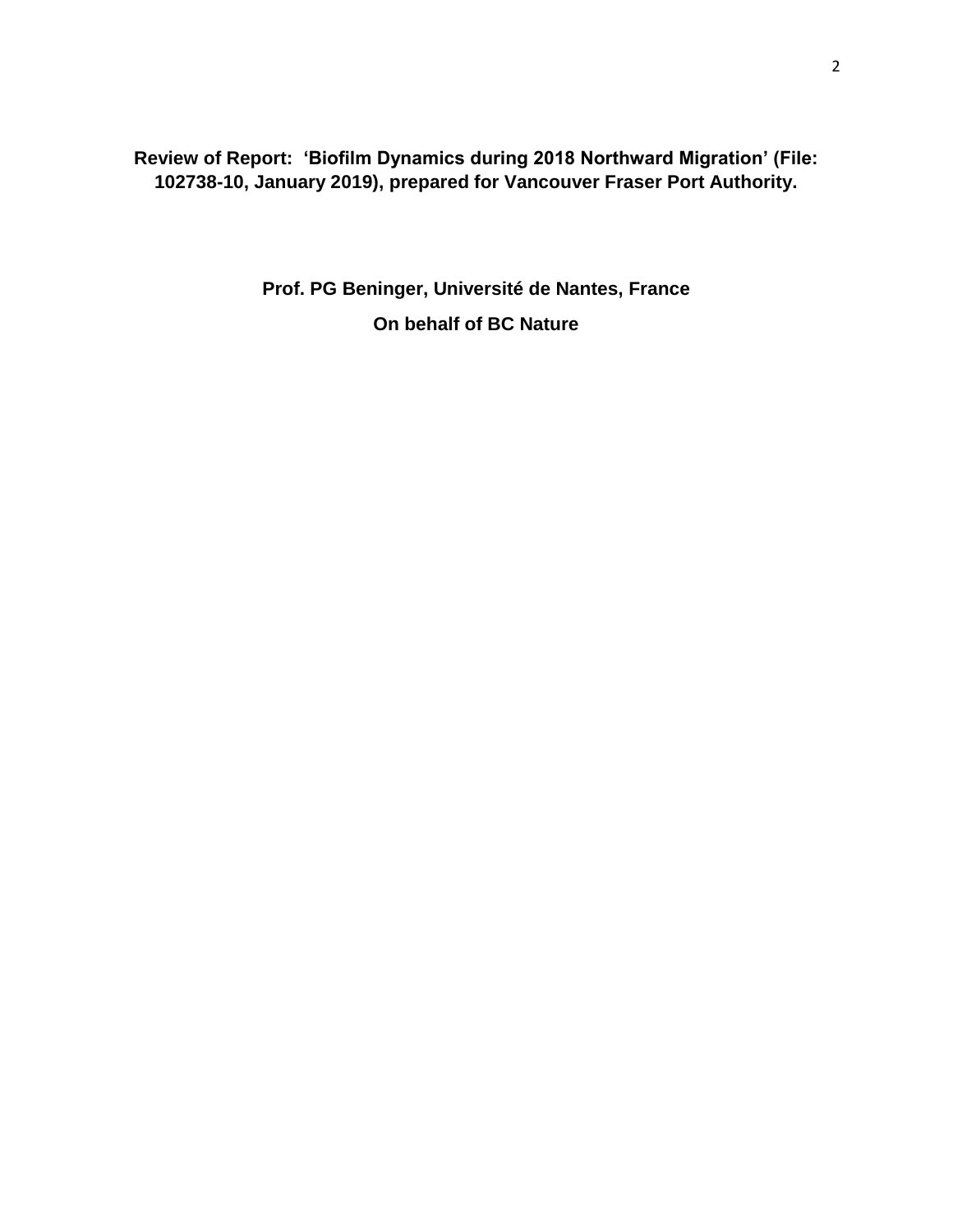**Review of Report: 'Biofilm Dynamics during 2018 Northward Migration' (File: 102738-10, January 2019), prepared for Vancouver Fraser Port Authority.**

**Prof. PG Beninger, Université de Nantes, France**

**On behalf of BC Nature**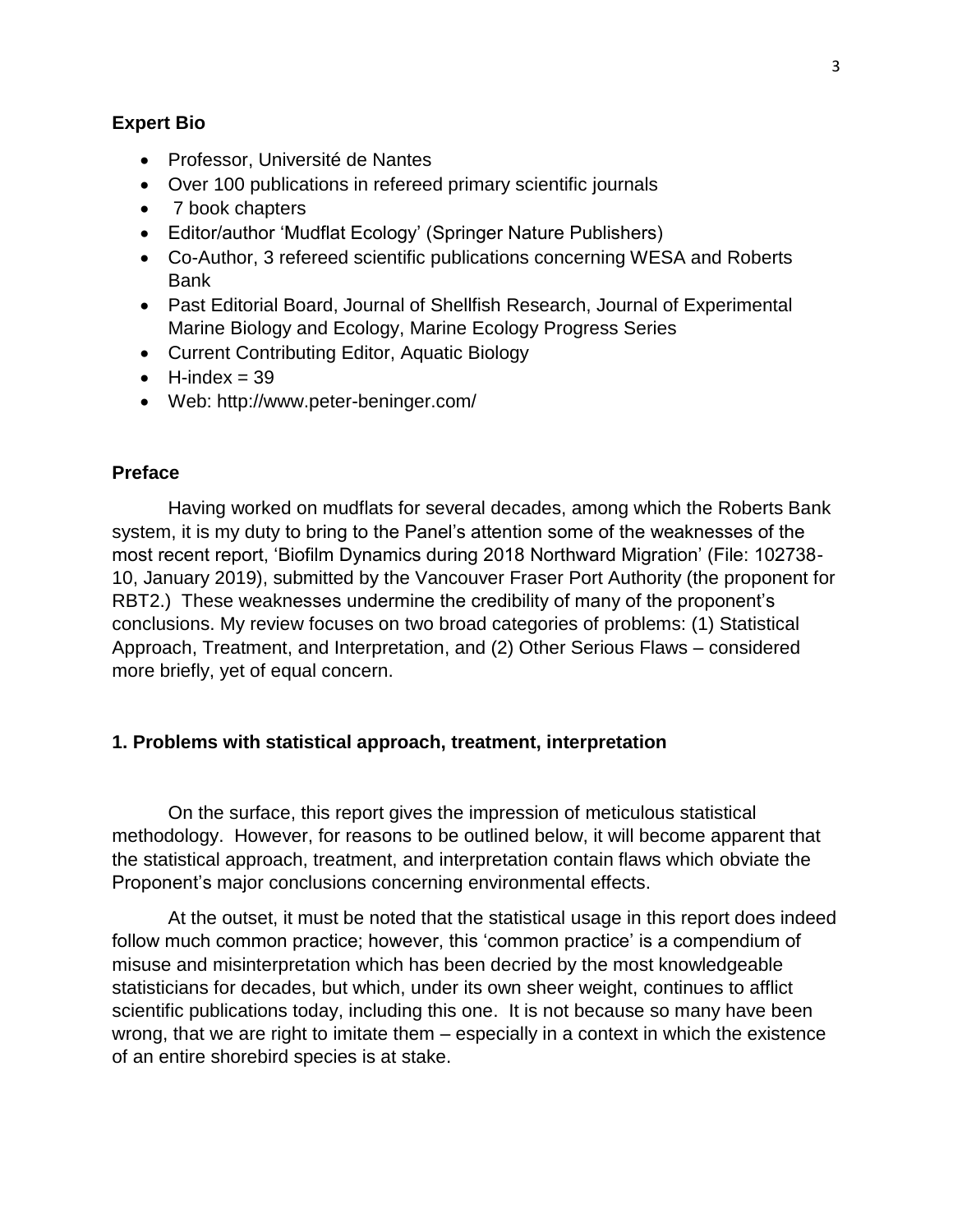## Expert Bio

- Professor, Université de Nantes
- Over 100 publications in refereed primary scientific journals
- 7 book chapters
- Editor/author 'Mudflat Ecology' (Springer Nature Publishers)
- Co-Author, 3 refereed scientific publications concerning WESA and Roberts Bank
- Past Editorial Board, Journal of Shellfish Research, Journal of Experimental Marine Biology and Ecology, Marine Ecology Progress Series
- Current Contributing Editor, Aquatic Biology
- H-index = 39
- Web: http://www.peter-beninger.com/

## Preface

Having worked on mudflats for several decades, among which the Roberts Bank system, it is my duty to bring to the Panel's attention some of the weaknesses of the most recent report, 'Biofilm Dynamics during 2018 Northward Migration' (File: 102738-10, January 2019), submitted by the Vancouver Fraser Port Authority (the proponent for RBT2.) These weaknesses undermine the credibility of many of the proponent's conclusions. My review focuses on two broad categories of problems: (1) Statistical Approach, Treatment, and Interpretation, and (2) Other Serious Flaws – considered more briefly, yet of equal concern.

## 1. Problems with statistical approach, treatment, interpretation

On the surface, this report gives the impression of meticulous statistical methodology. However, for reasons to be outlined below, it will become apparent that the statistical approach, treatment, and interpretation contain flaws which obviate the Proponent's major conclusions concerning environmental effects.

At the outset, it must be noted that the statistical usage in this report does indeed follow much common practice; however, this 'common practice' is a compendium of misuse and misinterpretation which has been decried by the most knowledgeable statisticians for decades, but which, under its own sheer weight, continues to afflict scientific publications today, including this one. It is not because so many have been wrong, that we are right to imitate them – especially in a context in which the existence of an entire shorebird species is at stake.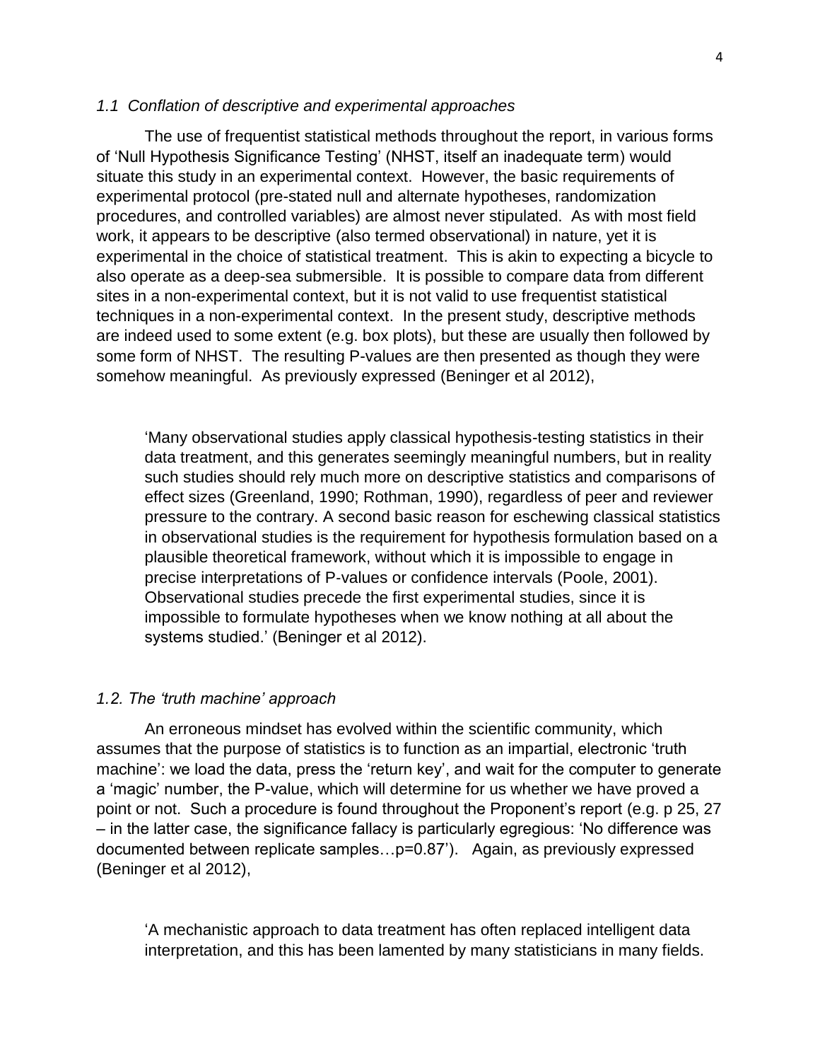### *1.1 Conflation of descriptive and experimental approaches*

The use of frequentist statistical methods throughout the report, in various forms of 'Null Hypothesis Significance Testing' (NHST, itself an inadequate term) would situate this study in an experimental context. However, the basic requirements of experimental protocol (pre-stated null and alternate hypotheses, randomization procedures, and controlled variables) are almost never stipulated. As with most field work, it appears to be descriptive (also termed observational) in nature, yet it is experimental in the choice of statistical treatment. This is akin to expecting a bicycle to also operate as a deep-sea submersible. It is possible to compare data from different sites in a non-experimental context, but it is not valid to use frequentist statistical techniques in a non-experimental context. In the present study, descriptive methods are indeed used to some extent (e.g. box plots), but these are usually then followed by some form of NHST. The resulting P-values are then presented as though they were somehow meaningful. As previously expressed (Beninger et al 2012),

> 'Many observational studies apply classical hypothesis-testing statistics in their data treatment, and this generates seemingly meaningful numbers, but in reality such studies should rely much more on descriptive statistics and comparisons of effect sizes (Greenland, 1990; Rothman, 1990), regardless of peer and reviewer pressure to the contrary. A second basic reason for eschewing classical statistics in observational studies is the requirement for hypothesis formulation based on a plausible theoretical framework, without which it is impossible to engage in precise interpretations of P-values or confidence intervals (Poole, 2001). Observational studies precede the first experimental studies, since it is impossible to formulate hypotheses when we know nothing at all about the systems studied.' (Beninger et al 2012).

### *1.2. The 'truth machine' approach*

An erroneous mindset has evolved within the scientific community, which assumes that the purpose of statistics is to function as an impartial, electronic 'truth machine': we load the data, press the 'return key', and wait for the computer to generate a 'magic' number, the P-value, which will determine for us whether we have proved a point or not. Such a procedure is found throughout the Proponent's report (e.g. p 25, 27 – in the latter case, the significance fallacy is particularly egregious: 'No difference was documented between replicate samples…p=0.87'). Again, as previously expressed (Beninger et al 2012),

> 'A mechanistic approach to data treatment has often replaced intelligent data interpretation, and this has been lamented by many statisticians in many fields.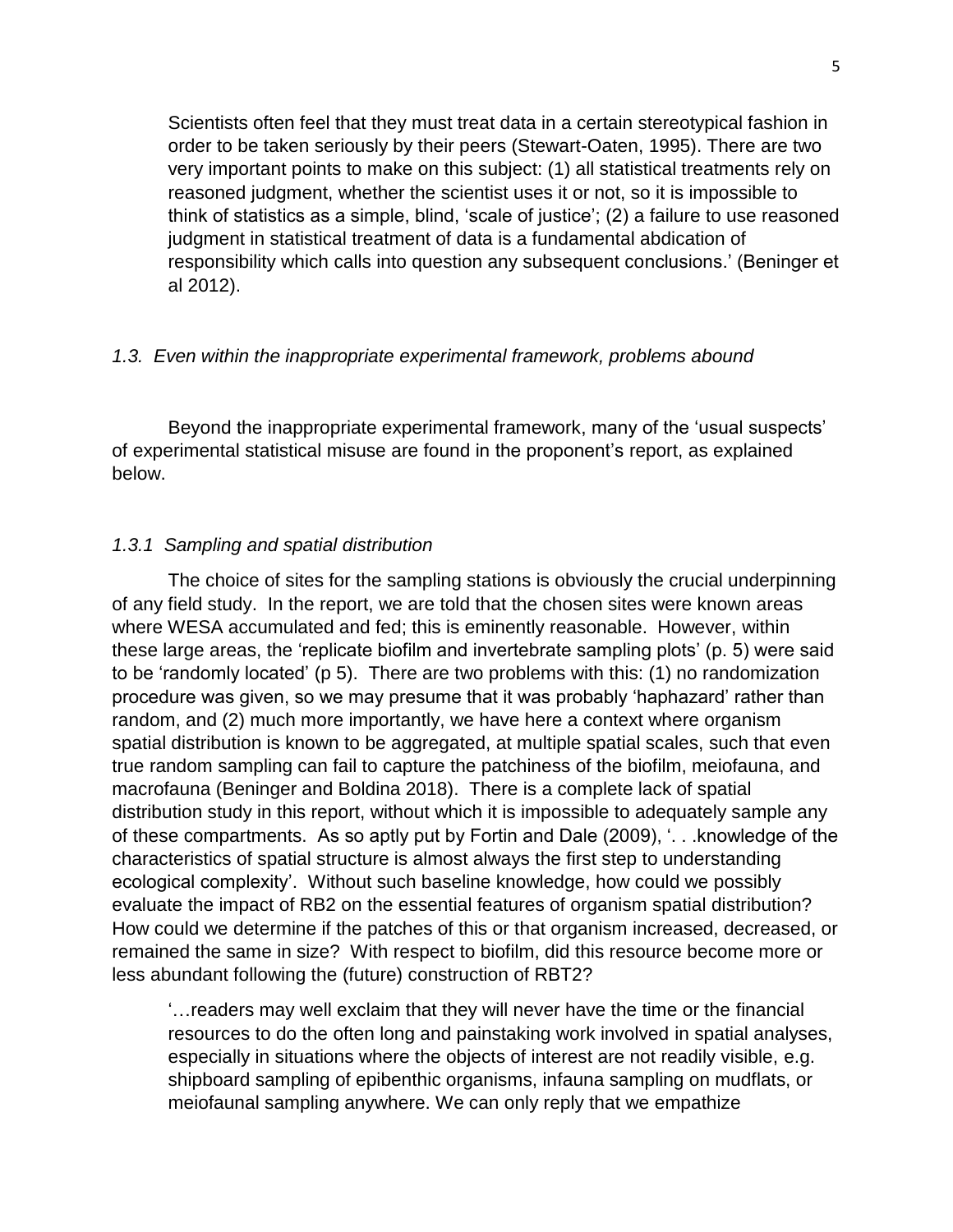> Scientists often feel that they must treat data in a certain stereotypical fashion in order to be taken seriously by their peers (Stewart-Oaten, 1995). There are two very important points to make on this subject: (1) all statistical treatments rely on reasoned judgment, whether the scientist uses it or not, so it is impossible to think of statistics as a simple, blind, 'scale of justice'; (2) a failure to use reasoned judgment in statistical treatment of data is a fundamental abdication of responsibility which calls into question any subsequent conclusions.' (Beninger et al 2012).

### *1.3. Even within the inappropriate experimental framework, problems abound*

Beyond the inappropriate experimental framework, many of the 'usual suspects' of experimental statistical misuse are found in the proponent's report, as explained below.

#### *1.3.1 Sampling and spatial distribution*

The choice of sites for the sampling stations is obviously the crucial underpinning of any field study. In the report, we are told that the chosen sites were known areas where WESA accumulated and fed; this is eminently reasonable. However, within these large areas, the 'replicate biofilm and invertebrate sampling plots' (p. 5) were said to be 'randomly located' (p 5). There are two problems with this: (1) no randomization procedure was given, so we may presume that it was probably 'haphazard' rather than random, and (2) much more importantly, we have here a context where organism spatial distribution is known to be aggregated, at multiple spatial scales, such that even true random sampling can fail to capture the patchiness of the biofilm, meiofauna, and macrofauna (Beninger and Boldina 2018). There is a complete lack of spatial distribution study in this report, without which it is impossible to adequately sample any of these compartments. As so aptly put by Fortin and Dale (2009), '. . .knowledge of the characteristics of spatial structure is almost always the first step to understanding ecological complexity'. Without such baseline knowledge, how could we possibly evaluate the impact of RB2 on the essential features of organism spatial distribution? How could we determine if the patches of this or that organism increased, decreased, or remained the same in size? With respect to biofilm, did this resource become more or less abundant following the (future) construction of RBT2?

> '…readers may well exclaim that they will never have the time or the financial resources to do the often long and painstaking work involved in spatial analyses, especially in situations where the objects of interest are not readily visible, e.g. shipboard sampling of epibenthic organisms, infauna sampling on mudflats, or meiofaunal sampling anywhere. We can only reply that we empathize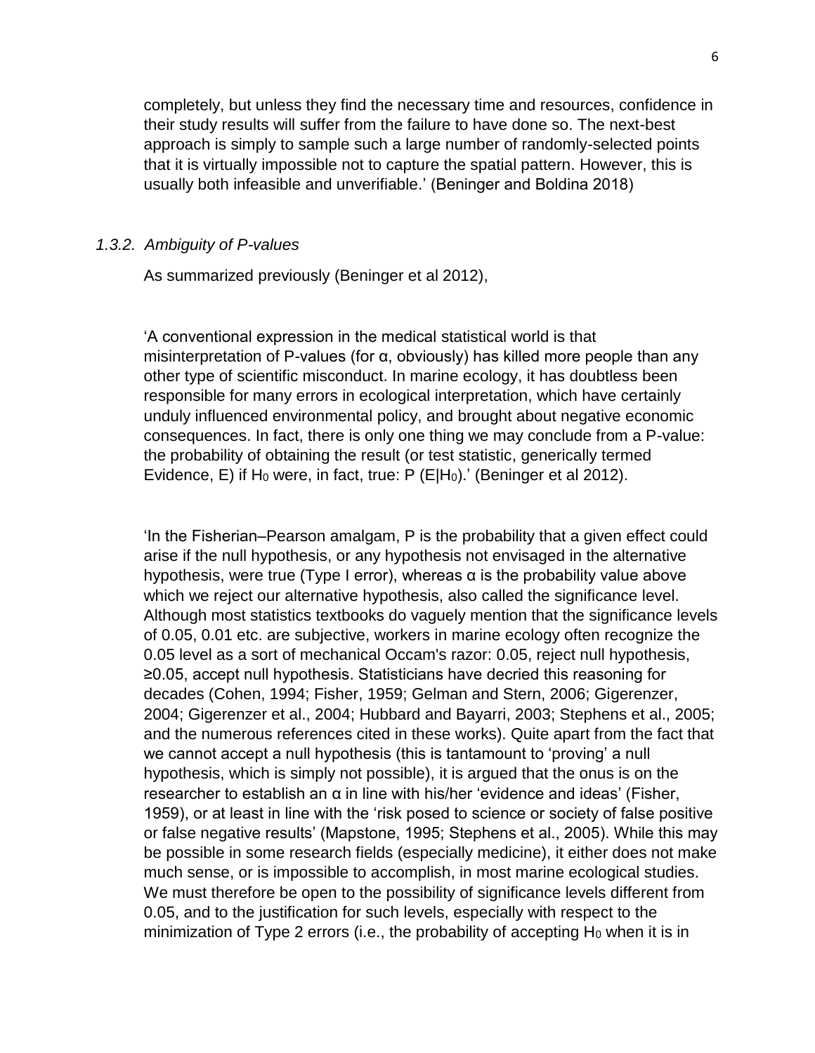completely, but unless they find the necessary time and resources, confidence in their study results will suffer from the failure to have done so. The next-best approach is simply to sample such a large number of randomly-selected points that it is virtually impossible not to capture the spatial pattern. However, this is usually both infeasible and unverifiable.' (Beninger and Boldina 2018)

### *1.3.2. Ambiguity of P-values*

As summarized previously (Beninger et al 2012),

'A conventional expression in the medical statistical world is that misinterpretation of P-values (for α, obviously) has killed more people than any other type of scientific misconduct. In marine ecology, it has doubtless been responsible for many errors in ecological interpretation, which have certainly unduly influenced environmental policy, and brought about negative economic consequences. In fact, there is only one thing we may conclude from a P-value: the probability of obtaining the result (or test statistic, generically termed Evidence, E) if $H_0$ were, in fact, true: $P(E|H_0)$.' (Beninger et al 2012).

'In the Fisherian–Pearson amalgam, P is the probability that a given effect could arise if the null hypothesis, or any hypothesis not envisaged in the alternative hypothesis, were true (Type I error), whereas α is the probability value above which we reject our alternative hypothesis, also called the significance level. Although most statistics textbooks do vaguely mention that the significance levels of 0.05, 0.01 etc. are subjective, workers in marine ecology often recognize the 0.05 level as a sort of mechanical Occam's razor: 0.05, reject null hypothesis, ≥0.05, accept null hypothesis. Statisticians have decried this reasoning for decades (Cohen, 1994; Fisher, 1959; Gelman and Stern, 2006; Gigerenzer, 2004; Gigerenzer et al., 2004; Hubbard and Bayarri, 2003; Stephens et al., 2005; and the numerous references cited in these works). Quite apart from the fact that we cannot accept a null hypothesis (this is tantamount to 'proving' a null hypothesis, which is simply not possible), it is argued that the onus is on the researcher to establish an α in line with his/her 'evidence and ideas' (Fisher, 1959), or at least in line with the 'risk posed to science or society of false positive or false negative results' (Mapstone, 1995; Stephens et al., 2005). While this may be possible in some research fields (especially medicine), it either does not make much sense, or is impossible to accomplish, in most marine ecological studies. We must therefore be open to the possibility of significance levels different from 0.05, and to the justification for such levels, especially with respect to the minimization of Type 2 errors (i.e., the probability of accepting $H_0$ when it is in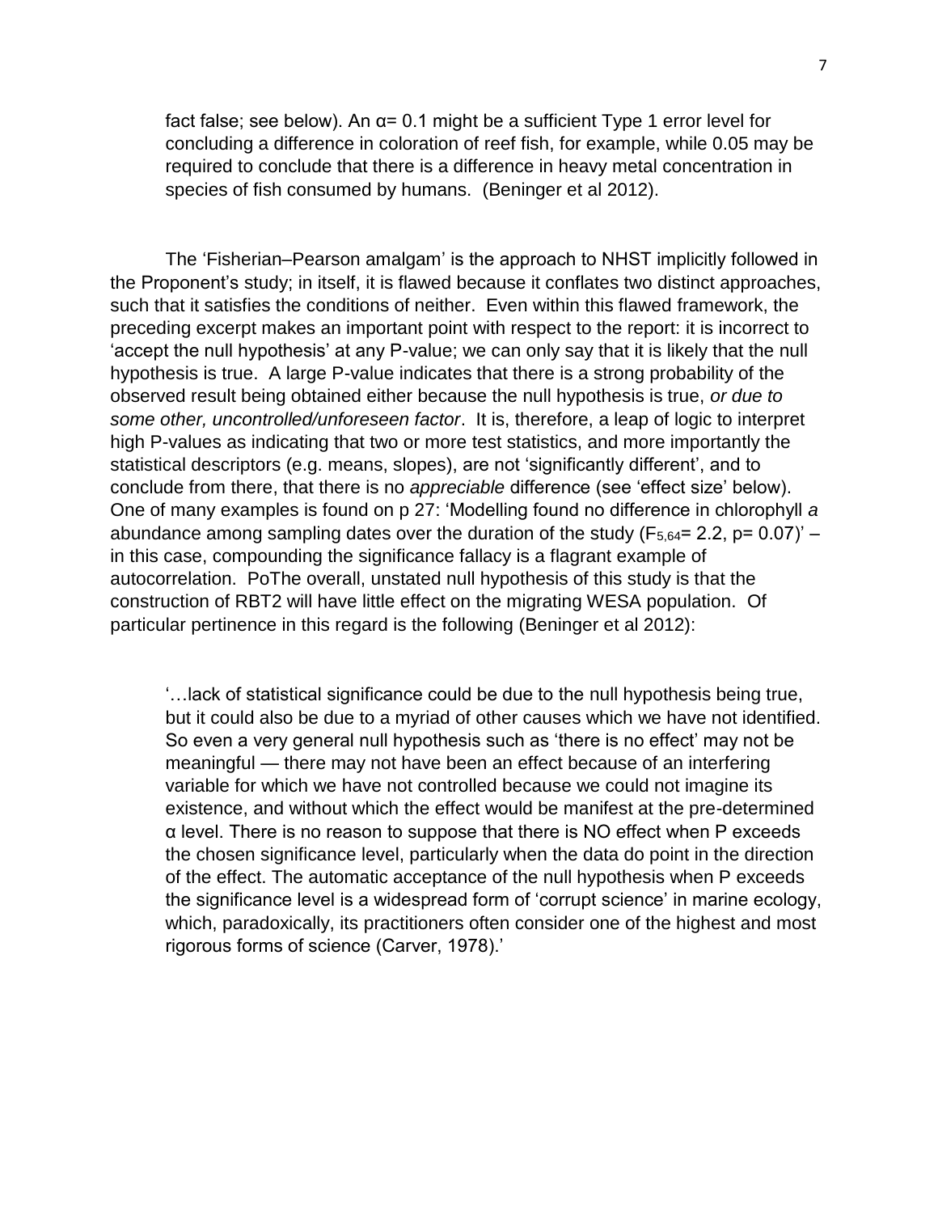fact false; see below). An α= 0.1 might be a sufficient Type 1 error level for concluding a difference in coloration of reef fish, for example, while 0.05 may be required to conclude that there is a difference in heavy metal concentration in species of fish consumed by humans. (Beninger et al 2012).

The 'Fisherian–Pearson amalgam' is the approach to NHST implicitly followed in the Proponent's study; in itself, it is flawed because it conflates two distinct approaches, such that it satisfies the conditions of neither. Even within this flawed framework, the preceding excerpt makes an important point with respect to the report: it is incorrect to 'accept the null hypothesis' at any P-value; we can only say that it is likely that the null hypothesis is true. A large P-value indicates that there is a strong probability of the observed result being obtained either because the null hypothesis is true, *or due to some other, uncontrolled/unforeseen factor*. It is, therefore, a leap of logic to interpret high P-values as indicating that two or more test statistics, and more importantly the statistical descriptors (e.g. means, slopes), are not 'significantly different', and to conclude from there, that there is no *appreciable* difference (see 'effect size' below). One of many examples is found on p 27: 'Modelling found no difference in chlorophyll *a* abundance among sampling dates over the duration of the study ($F_{5,64}$= 2.2, p= 0.07)' – in this case, compounding the significance fallacy is a flagrant example of autocorrelation. PoThe overall, unstated null hypothesis of this study is that the construction of RBT2 will have little effect on the migrating WESA population. Of particular pertinence in this regard is the following (Beninger et al 2012):

> '…lack of statistical significance could be due to the null hypothesis being true, but it could also be due to a myriad of other causes which we have not identified. So even a very general null hypothesis such as 'there is no effect' may not be meaningful — there may not have been an effect because of an interfering variable for which we have not controlled because we could not imagine its existence, and without which the effect would be manifest at the pre-determined α level. There is no reason to suppose that there is NO effect when P exceeds the chosen significance level, particularly when the data do point in the direction of the effect. The automatic acceptance of the null hypothesis when P exceeds the significance level is a widespread form of 'corrupt science' in marine ecology, which, paradoxically, its practitioners often consider one of the highest and most rigorous forms of science (Carver, 1978).'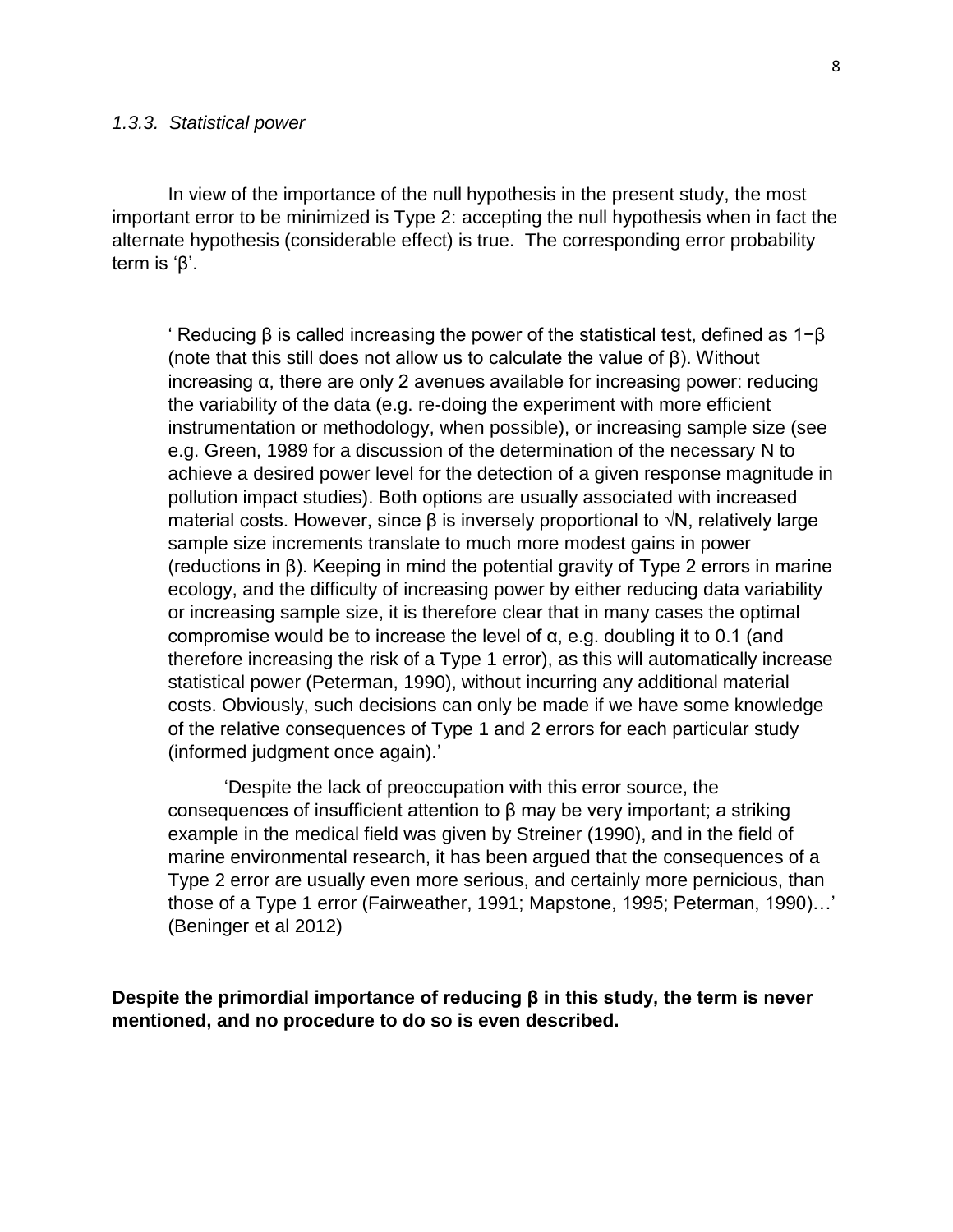### *1.3.3. Statistical power*

In view of the importance of the null hypothesis in the present study, the most important error to be minimized is Type 2: accepting the null hypothesis when in fact the alternate hypothesis (considerable effect) is true. The corresponding error probability term is 'β'.

> ' Reducing β is called increasing the power of the statistical test, defined as $1-\beta$ (note that this still does not allow us to calculate the value of β). Without increasing α, there are only 2 avenues available for increasing power: reducing the variability of the data (e.g. re-doing the experiment with more efficient instrumentation or methodology, when possible), or increasing sample size (see e.g. Green, 1989 for a discussion of the determination of the necessary N to achieve a desired power level for the detection of a given response magnitude in pollution impact studies). Both options are usually associated with increased material costs. However, since β is inversely proportional to $\sqrt{N}$, relatively large sample size increments translate to much more modest gains in power (reductions in β). Keeping in mind the potential gravity of Type 2 errors in marine ecology, and the difficulty of increasing power by either reducing data variability or increasing sample size, it is therefore clear that in many cases the optimal compromise would be to increase the level of α, e.g. doubling it to 0.1 (and therefore increasing the risk of a Type 1 error), as this will automatically increase statistical power (Peterman, 1990), without incurring any additional material costs. Obviously, such decisions can only be made if we have some knowledge of the relative consequences of Type 1 and 2 errors for each particular study (informed judgment once again).'
>
> 'Despite the lack of preoccupation with this error source, the consequences of insufficient attention to β may be very important; a striking example in the medical field was given by Streiner (1990), and in the field of marine environmental research, it has been argued that the consequences of a Type 2 error are usually even more serious, and certainly more pernicious, than those of a Type 1 error (Fairweather, 1991; Mapstone, 1995; Peterman, 1990)…' (Beninger et al 2012)

**Despite the primordial importance of reducing β in this study, the term is never mentioned, and no procedure to do so is even described.**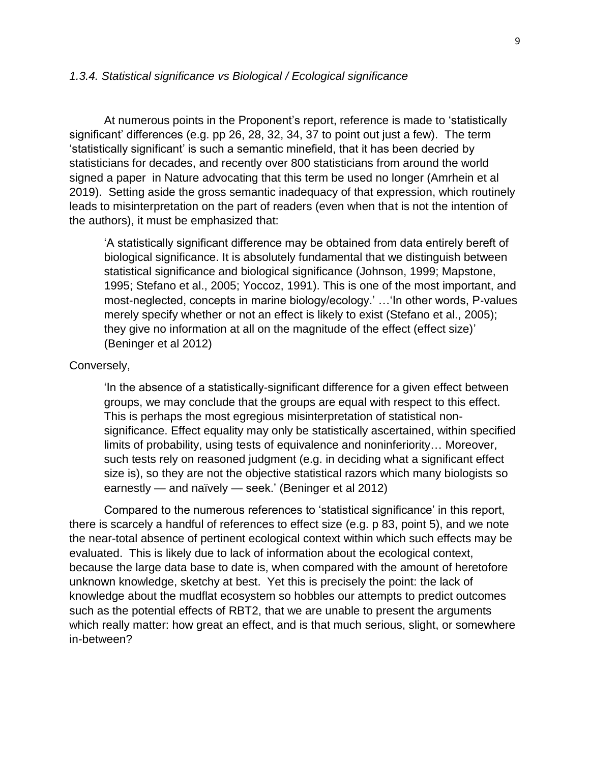### *1.3.4. Statistical significance vs Biological / Ecological significance*

At numerous points in the Proponent's report, reference is made to 'statistically significant' differences (e.g. pp 26, 28, 32, 34, 37 to point out just a few). The term 'statistically significant' is such a semantic minefield, that it has been decried by statisticians for decades, and recently over 800 statisticians from around the world signed a paper in Nature advocating that this term be used no longer (Amrhein et al 2019). Setting aside the gross semantic inadequacy of that expression, which routinely leads to misinterpretation on the part of readers (even when that is not the intention of the authors), it must be emphasized that:

> 'A statistically significant difference may be obtained from data entirely bereft of biological significance. It is absolutely fundamental that we distinguish between statistical significance and biological significance (Johnson, 1999; Mapstone, 1995; Stefano et al., 2005; Yoccoz, 1991). This is one of the most important, and most-neglected, concepts in marine biology/ecology.' …'In other words, P-values merely specify whether or not an effect is likely to exist (Stefano et al., 2005); they give no information at all on the magnitude of the effect (effect size)' (Beninger et al 2012)

Conversely,

> 'In the absence of a statistically-significant difference for a given effect between groups, we may conclude that the groups are equal with respect to this effect. This is perhaps the most egregious misinterpretation of statistical non-significance. Effect equality may only be statistically ascertained, within specified limits of probability, using tests of equivalence and noninferiority… Moreover, such tests rely on reasoned judgment (e.g. in deciding what a significant effect size is), so they are not the objective statistical razors which many biologists so earnestly — and naïvely — seek.' (Beninger et al 2012)

Compared to the numerous references to 'statistical significance' in this report, there is scarcely a handful of references to effect size (e.g. p 83, point 5), and we note the near-total absence of pertinent ecological context within which such effects may be evaluated. This is likely due to lack of information about the ecological context, because the large data base to date is, when compared with the amount of heretofore unknown knowledge, sketchy at best. Yet this is precisely the point: the lack of knowledge about the mudflat ecosystem so hobbles our attempts to predict outcomes such as the potential effects of RBT2, that we are unable to present the arguments which really matter: how great an effect, and is that much serious, slight, or somewhere in-between?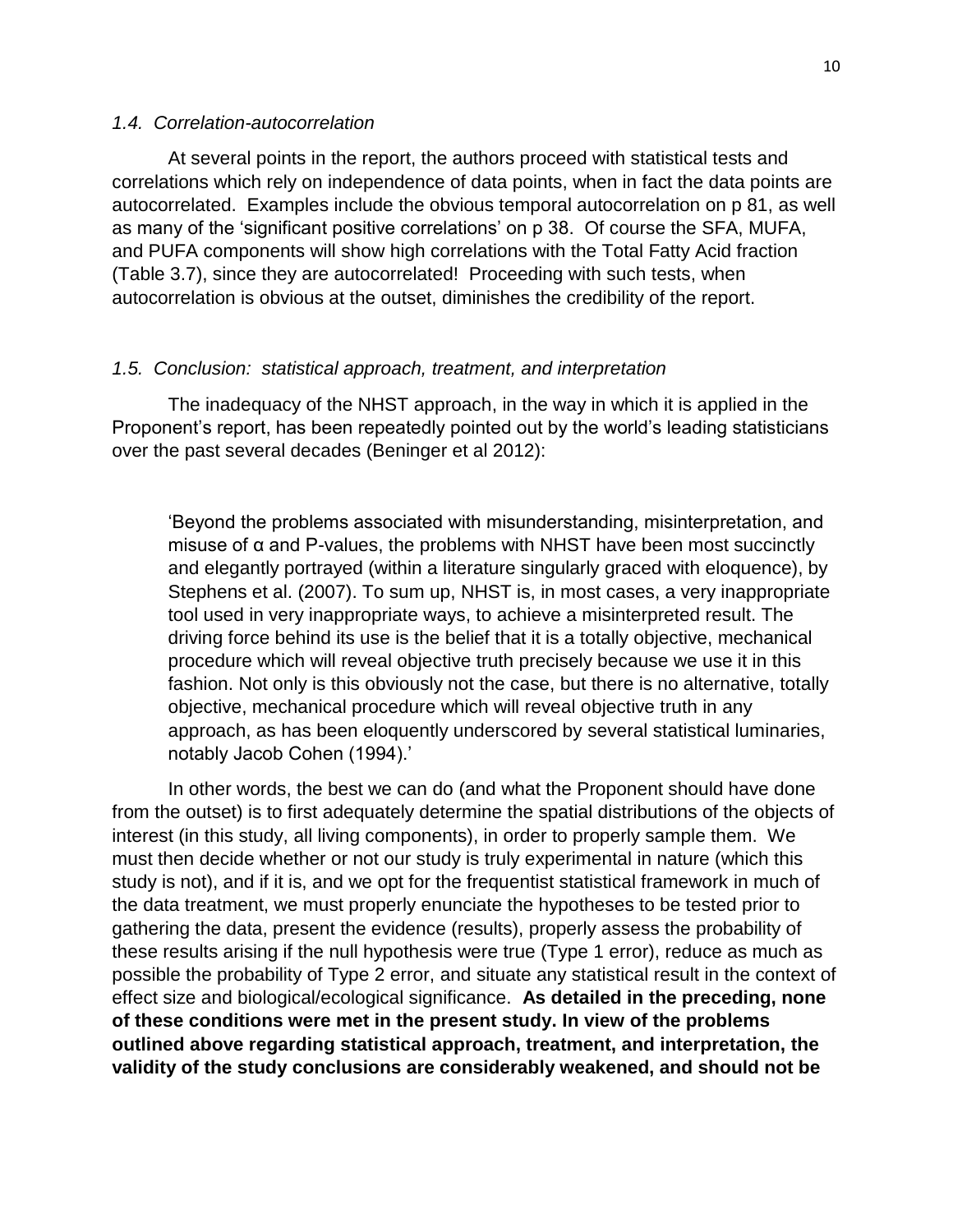### *1.4. Correlation-autocorrelation*

At several points in the report, the authors proceed with statistical tests and correlations which rely on independence of data points, when in fact the data points are autocorrelated. Examples include the obvious temporal autocorrelation on p 81, as well as many of the 'significant positive correlations' on p 38. Of course the SFA, MUFA, and PUFA components will show high correlations with the Total Fatty Acid fraction (Table 3.7), since they are autocorrelated! Proceeding with such tests, when autocorrelation is obvious at the outset, diminishes the credibility of the report.

### *1.5. Conclusion: statistical approach, treatment, and interpretation*

The inadequacy of the NHST approach, in the way in which it is applied in the Proponent's report, has been repeatedly pointed out by the world's leading statisticians over the past several decades (Beninger et al 2012):

> 'Beyond the problems associated with misunderstanding, misinterpretation, and misuse of α and P-values, the problems with NHST have been most succinctly and elegantly portrayed (within a literature singularly graced with eloquence), by Stephens et al. (2007). To sum up, NHST is, in most cases, a very inappropriate tool used in very inappropriate ways, to achieve a misinterpreted result. The driving force behind its use is the belief that it is a totally objective, mechanical procedure which will reveal objective truth precisely because we use it in this fashion. Not only is this obviously not the case, but there is no alternative, totally objective, mechanical procedure which will reveal objective truth in any approach, as has been eloquently underscored by several statistical luminaries, notably Jacob Cohen (1994).'

In other words, the best we can do (and what the Proponent should have done from the outset) is to first adequately determine the spatial distributions of the objects of interest (in this study, all living components), in order to properly sample them. We must then decide whether or not our study is truly experimental in nature (which this study is not), and if it is, and we opt for the frequentist statistical framework in much of the data treatment, we must properly enunciate the hypotheses to be tested prior to gathering the data, present the evidence (results), properly assess the probability of these results arising if the null hypothesis were true (Type 1 error), reduce as much as possible the probability of Type 2 error, and situate any statistical result in the context of effect size and biological/ecological significance. **As detailed in the preceding, none of these conditions were met in the present study. In view of the problems outlined above regarding statistical approach, treatment, and interpretation, the validity of the study conclusions are considerably weakened, and should not be**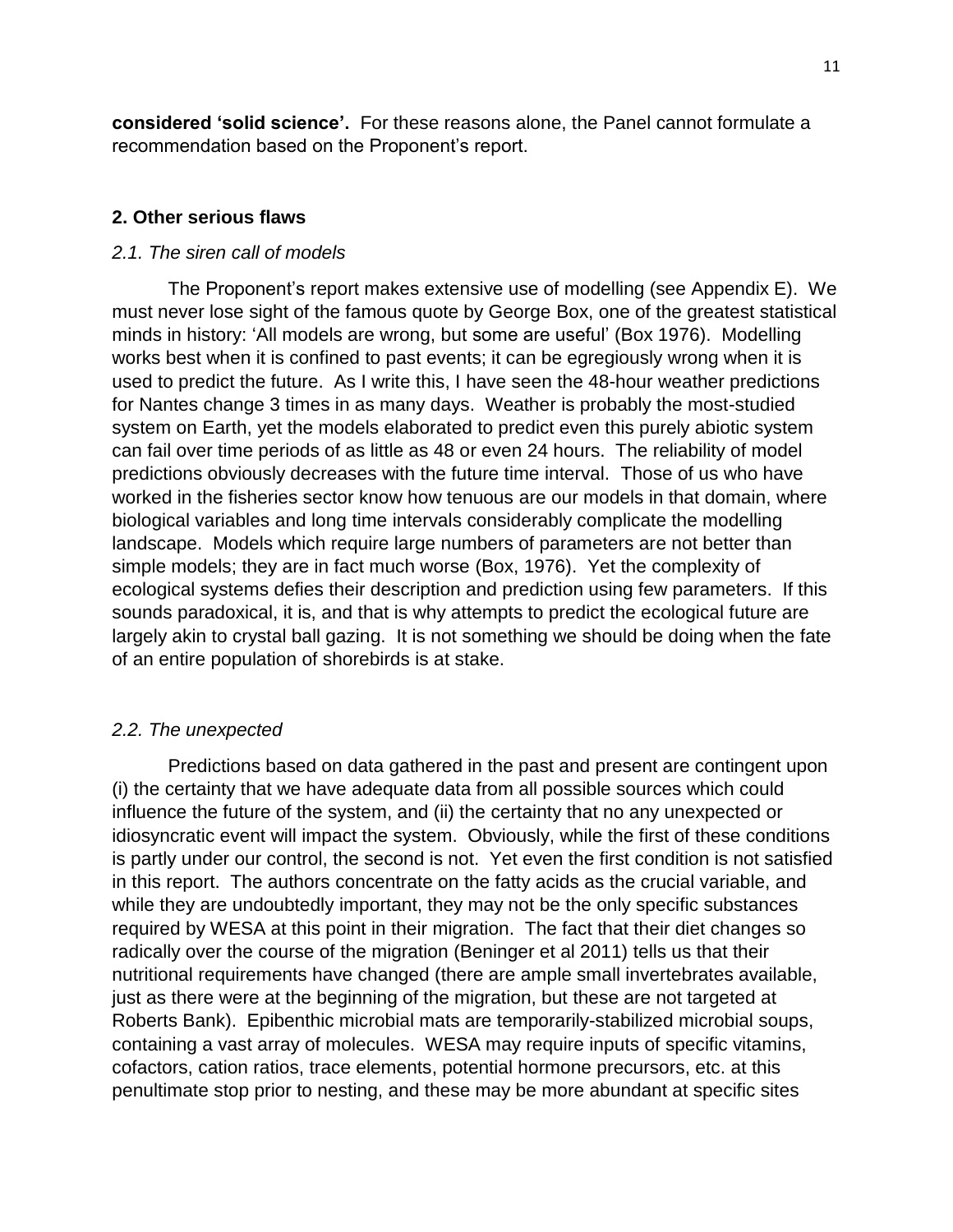**considered 'solid science'.** For these reasons alone, the Panel cannot formulate a recommendation based on the Proponent's report.

## 2. Other serious flaws

### *2.1. The siren call of models*

The Proponent's report makes extensive use of modelling (see Appendix E). We must never lose sight of the famous quote by George Box, one of the greatest statistical minds in history: 'All models are wrong, but some are useful' (Box 1976). Modelling works best when it is confined to past events; it can be egregiously wrong when it is used to predict the future. As I write this, I have seen the 48-hour weather predictions for Nantes change 3 times in as many days. Weather is probably the most-studied system on Earth, yet the models elaborated to predict even this purely abiotic system can fail over time periods of as little as 48 or even 24 hours. The reliability of model predictions obviously decreases with the future time interval. Those of us who have worked in the fisheries sector know how tenuous are our models in that domain, where biological variables and long time intervals considerably complicate the modelling landscape. Models which require large numbers of parameters are not better than simple models; they are in fact much worse (Box, 1976). Yet the complexity of ecological systems defies their description and prediction using few parameters. If this sounds paradoxical, it is, and that is why attempts to predict the ecological future are largely akin to crystal ball gazing. It is not something we should be doing when the fate of an entire population of shorebirds is at stake.

### *2.2. The unexpected*

Predictions based on data gathered in the past and present are contingent upon (i) the certainty that we have adequate data from all possible sources which could influence the future of the system, and (ii) the certainty that no any unexpected or idiosyncratic event will impact the system. Obviously, while the first of these conditions is partly under our control, the second is not. Yet even the first condition is not satisfied in this report. The authors concentrate on the fatty acids as the crucial variable, and while they are undoubtedly important, they may not be the only specific substances required by WESA at this point in their migration. The fact that their diet changes so radically over the course of the migration (Beninger et al 2011) tells us that their nutritional requirements have changed (there are ample small invertebrates available, just as there were at the beginning of the migration, but these are not targeted at Roberts Bank). Epibenthic microbial mats are temporarily-stabilized microbial soups, containing a vast array of molecules. WESA may require inputs of specific vitamins, cofactors, cation ratios, trace elements, potential hormone precursors, etc. at this penultimate stop prior to nesting, and these may be more abundant at specific sites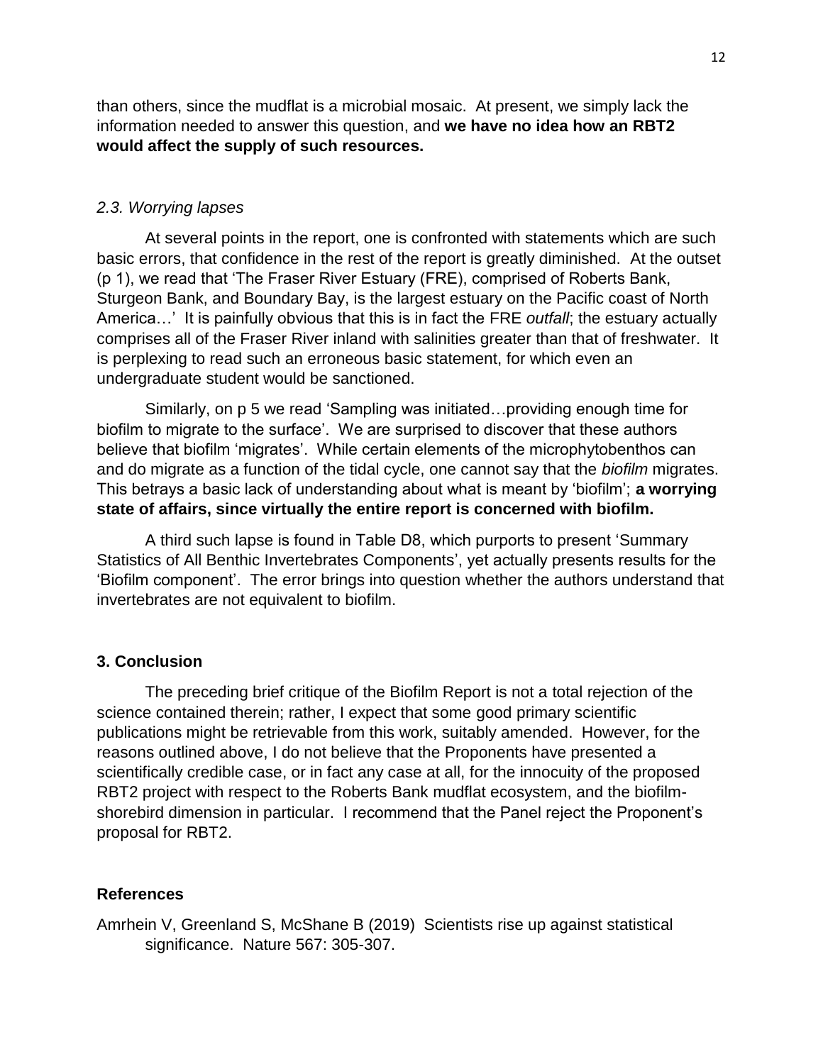than others, since the mudflat is a microbial mosaic. At present, we simply lack the information needed to answer this question, and **we have no idea how an RBT2 would affect the supply of such resources.**

### *2.3. Worrying lapses*

At several points in the report, one is confronted with statements which are such basic errors, that confidence in the rest of the report is greatly diminished. At the outset (p 1), we read that 'The Fraser River Estuary (FRE), comprised of Roberts Bank, Sturgeon Bank, and Boundary Bay, is the largest estuary on the Pacific coast of North America…' It is painfully obvious that this is in fact the FRE *outfall*; the estuary actually comprises all of the Fraser River inland with salinities greater than that of freshwater. It is perplexing to read such an erroneous basic statement, for which even an undergraduate student would be sanctioned.

Similarly, on p 5 we read 'Sampling was initiated…providing enough time for biofilm to migrate to the surface'. We are surprised to discover that these authors believe that biofilm 'migrates'. While certain elements of the microphytobenthos can and do migrate as a function of the tidal cycle, one cannot say that the *biofilm* migrates. This betrays a basic lack of understanding about what is meant by 'biofilm'; **a worrying state of affairs, since virtually the entire report is concerned with biofilm.**

A third such lapse is found in Table D8, which purports to present 'Summary Statistics of All Benthic Invertebrates Components', yet actually presents results for the 'Biofilm component'. The error brings into question whether the authors understand that invertebrates are not equivalent to biofilm.

## 3. Conclusion

The preceding brief critique of the Biofilm Report is not a total rejection of the science contained therein; rather, I expect that some good primary scientific publications might be retrievable from this work, suitably amended. However, for the reasons outlined above, I do not believe that the Proponents have presented a scientifically credible case, or in fact any case at all, for the innocuity of the proposed RBT2 project with respect to the Roberts Bank mudflat ecosystem, and the biofilm-shorebird dimension in particular. I recommend that the Panel reject the Proponent's proposal for RBT2.

## References

Amrhein V, Greenland S, McShane B (2019) Scientists rise up against statistical significance. Nature 567: 305-307.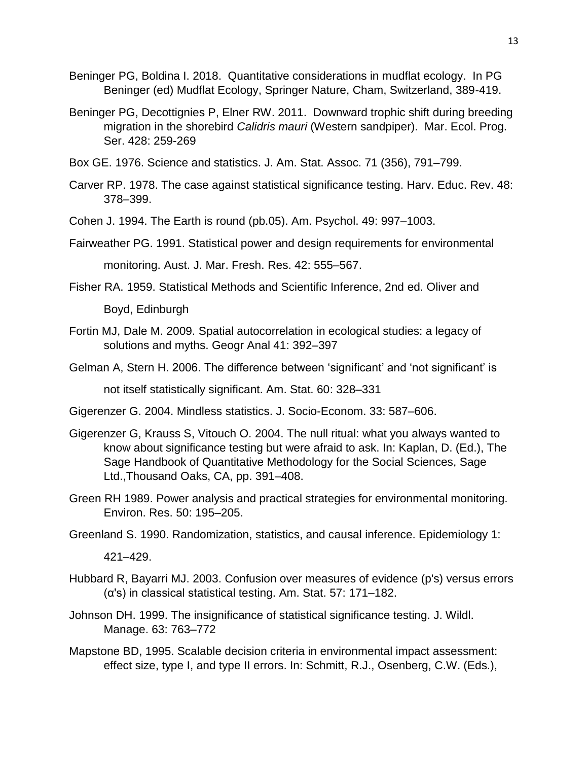Beninger PG, Boldina I. 2018. Quantitative considerations in mudflat ecology. In PG Beninger (ed) Mudflat Ecology, Springer Nature, Cham, Switzerland, 389-419.

Beninger PG, Decottignies P, Elner RW. 2011. Downward trophic shift during breeding migration in the shorebird *Calidris mauri* (Western sandpiper). Mar. Ecol. Prog. Ser. 428: 259-269

Box GE. 1976. Science and statistics. J. Am. Stat. Assoc. 71 (356), 791–799.

Carver RP. 1978. The case against statistical significance testing. Harv. Educ. Rev. 48: 378–399.

Cohen J. 1994. The Earth is round (pb.05). Am. Psychol. 49: 997–1003.

Fairweather PG. 1991. Statistical power and design requirements for environmental monitoring. Aust. J. Mar. Fresh. Res. 42: 555–567.

Fisher RA. 1959. Statistical Methods and Scientific Inference, 2nd ed. Oliver and Boyd, Edinburgh

Fortin MJ, Dale M. 2009. Spatial autocorrelation in ecological studies: a legacy of solutions and myths. Geogr Anal 41: 392–397

Gelman A, Stern H. 2006. The difference between 'significant' and 'not significant' is not itself statistically significant. Am. Stat. 60: 328–331

Gigerenzer G. 2004. Mindless statistics. J. Socio-Econom. 33: 587–606.

Gigerenzer G, Krauss S, Vitouch O. 2004. The null ritual: what you always wanted to know about significance testing but were afraid to ask. In: Kaplan, D. (Ed.), The Sage Handbook of Quantitative Methodology for the Social Sciences, Sage Ltd.,Thousand Oaks, CA, pp. 391–408.

Green RH 1989. Power analysis and practical strategies for environmental monitoring. Environ. Res. 50: 195–205.

Greenland S. 1990. Randomization, statistics, and causal inference. Epidemiology 1: 421–429.

Hubbard R, Bayarri MJ. 2003. Confusion over measures of evidence (p's) versus errors (α's) in classical statistical testing. Am. Stat. 57: 171–182.

Johnson DH. 1999. The insignificance of statistical significance testing. J. Wildl. Manage. 63: 763–772

Mapstone BD, 1995. Scalable decision criteria in environmental impact assessment: effect size, type I, and type II errors. In: Schmitt, R.J., Osenberg, C.W. (Eds.),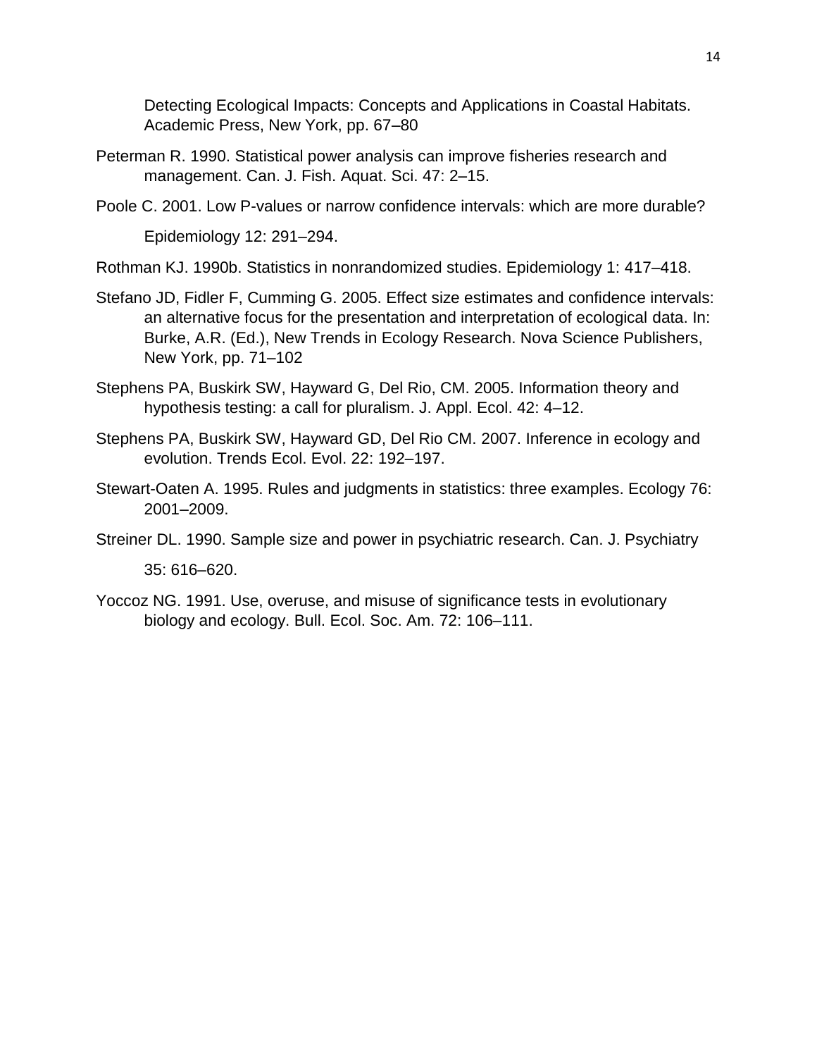Detecting Ecological Impacts: Concepts and Applications in Coastal Habitats. Academic Press, New York, pp. 67–80

Peterman R. 1990. Statistical power analysis can improve fisheries research and management. Can. J. Fish. Aquat. Sci. 47: 2–15.

Poole C. 2001. Low P-values or narrow confidence intervals: which are more durable? Epidemiology 12: 291–294.

Rothman KJ. 1990b. Statistics in nonrandomized studies. Epidemiology 1: 417–418.

Stefano JD, Fidler F, Cumming G. 2005. Effect size estimates and confidence intervals: an alternative focus for the presentation and interpretation of ecological data. In: Burke, A.R. (Ed.), New Trends in Ecology Research. Nova Science Publishers, New York, pp. 71–102

Stephens PA, Buskirk SW, Hayward G, Del Rio, CM. 2005. Information theory and hypothesis testing: a call for pluralism. J. Appl. Ecol. 42: 4–12.

Stephens PA, Buskirk SW, Hayward GD, Del Rio CM. 2007. Inference in ecology and evolution. Trends Ecol. Evol. 22: 192–197.

Stewart-Oaten A. 1995. Rules and judgments in statistics: three examples. Ecology 76: 2001–2009.

Streiner DL. 1990. Sample size and power in psychiatric research. Can. J. Psychiatry 35: 616–620.

Yoccoz NG. 1991. Use, overuse, and misuse of significance tests in evolutionary biology and ecology. Bull. Ecol. Soc. Am. 72: 106–111.